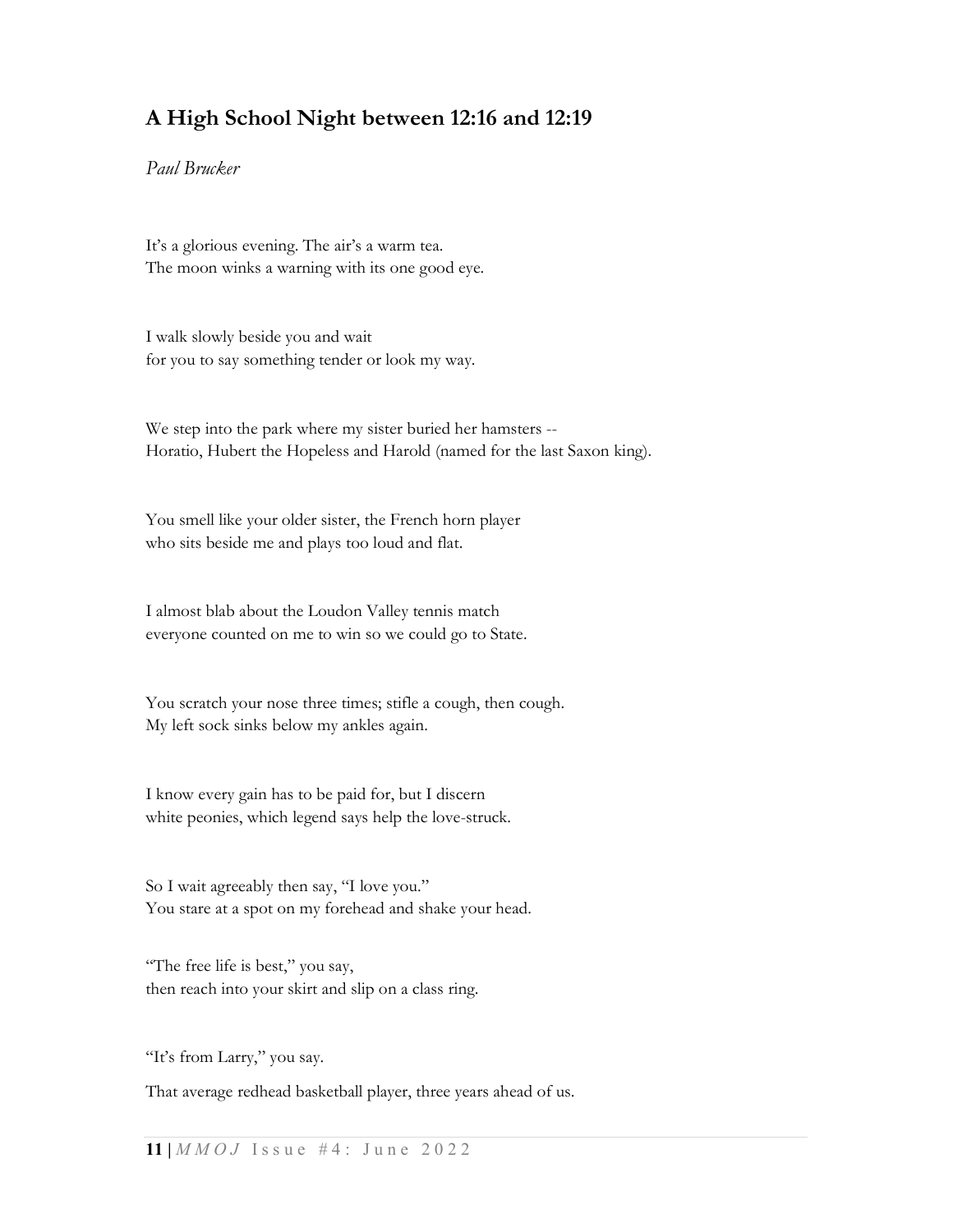## A High School Night between 12:16 and 12:19

*Paul Brucker*

It's a glorious evening. The air's a warm tea.
The moon winks a warning with its one good eye.

I walk slowly beside you and wait
for you to say something tender or look my way.

We step into the park where my sister buried her hamsters --
Horatio, Hubert the Hopeless and Harold (named for the last Saxon king).

You smell like your older sister, the French horn player
who sits beside me and plays too loud and flat.

I almost blab about the Loudon Valley tennis match
everyone counted on me to win so we could go to State.

You scratch your nose three times; stifle a cough, then cough.
My left sock sinks below my ankles again.

I know every gain has to be paid for, but I discern
white peonies, which legend says help the love-struck.

So I wait agreeably then say, "I love you."
You stare at a spot on my forehead and shake your head.

"The free life is best," you say,
then reach into your skirt and slip on a class ring.

"It's from Larry," you say.

That average redhead basketball player, three years ahead of us.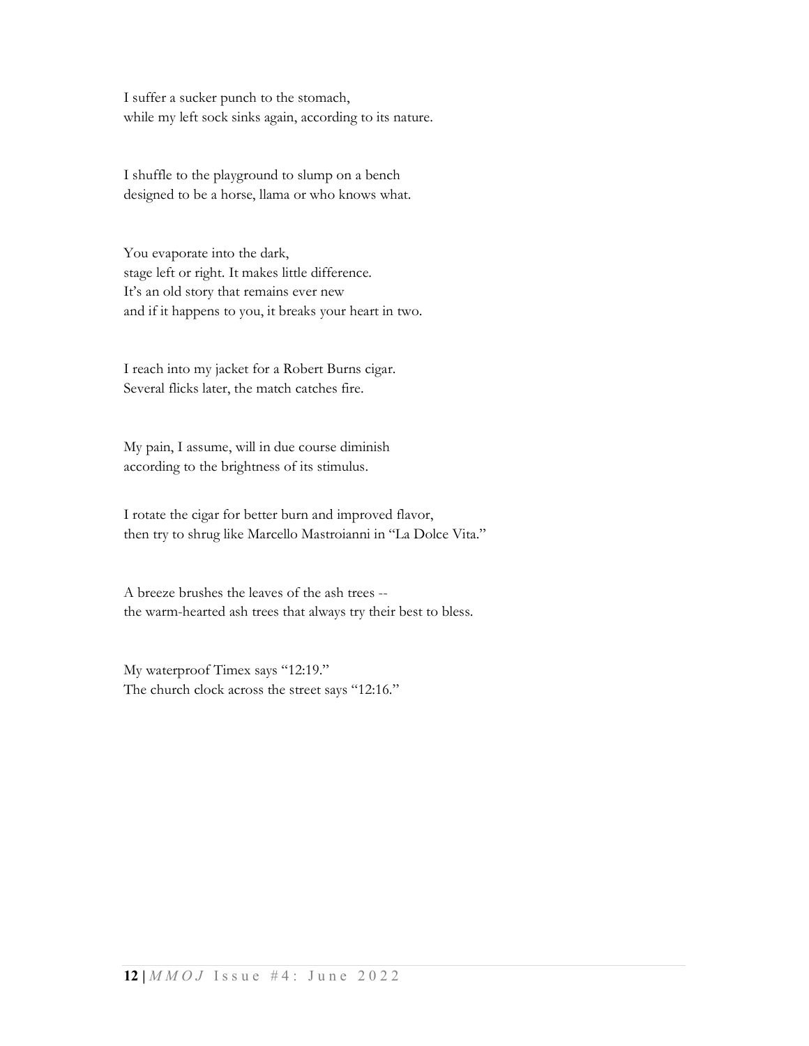I suffer a sucker punch to the stomach,
while my left sock sinks again, according to its nature.

I shuffle to the playground to slump on a bench
designed to be a horse, llama or who knows what.

You evaporate into the dark,
stage left or right. It makes little difference.
It's an old story that remains ever new
and if it happens to you, it breaks your heart in two.

I reach into my jacket for a Robert Burns cigar.
Several flicks later, the match catches fire.

My pain, I assume, will in due course diminish
according to the brightness of its stimulus.

I rotate the cigar for better burn and improved flavor,
then try to shrug like Marcello Mastroianni in "La Dolce Vita."

A breeze brushes the leaves of the ash trees --
the warm-hearted ash trees that always try their best to bless.

My waterproof Timex says "12:19."
The church clock across the street says "12:16."